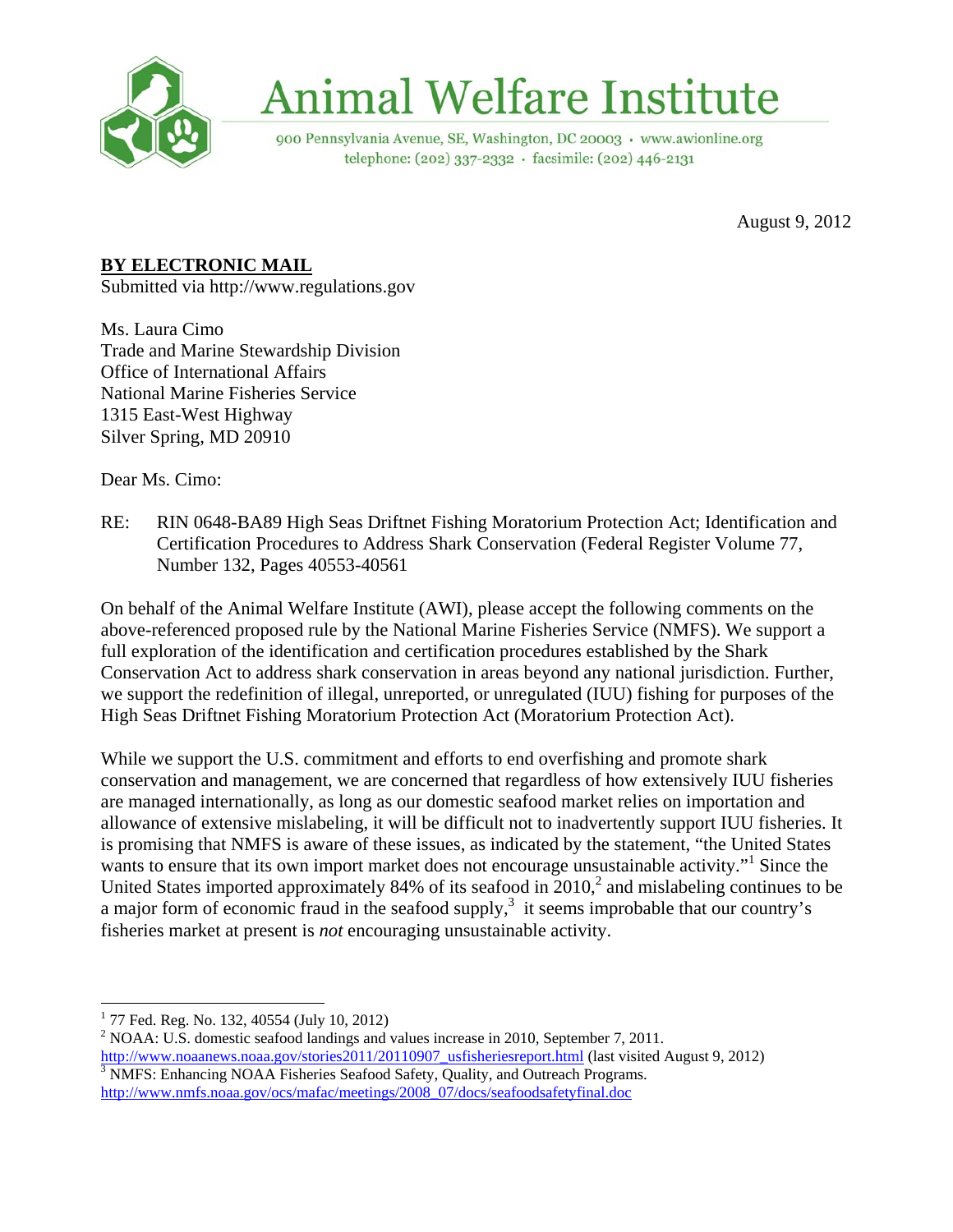# Animal Welfare Institute

900 Pennsylvania Avenue, SE, Washington, DC 20003 • www.awionline.org
telephone: (202) 337-2332 • facsimile: (202) 446-2131

August 9, 2012

**BY ELECTRONIC MAIL**
Submitted via http://www.regulations.gov

Ms. Laura Cimo
Trade and Marine Stewardship Division
Office of International Affairs
National Marine Fisheries Service
1315 East-West Highway
Silver Spring, MD 20910

Dear Ms. Cimo:

RE: RIN 0648-BA89 High Seas Driftnet Fishing Moratorium Protection Act; Identification and Certification Procedures to Address Shark Conservation (Federal Register Volume 77, Number 132, Pages 40553-40561

On behalf of the Animal Welfare Institute (AWI), please accept the following comments on the above-referenced proposed rule by the National Marine Fisheries Service (NMFS). We support a full exploration of the identification and certification procedures established by the Shark Conservation Act to address shark conservation in areas beyond any national jurisdiction. Further, we support the redefinition of illegal, unreported, or unregulated (IUU) fishing for purposes of the High Seas Driftnet Fishing Moratorium Protection Act (Moratorium Protection Act).

While we support the U.S. commitment and efforts to end overfishing and promote shark conservation and management, we are concerned that regardless of how extensively IUU fisheries are managed internationally, as long as our domestic seafood market relies on importation and allowance of extensive mislabeling, it will be difficult not to inadvertently support IUU fisheries. It is promising that NMFS is aware of these issues, as indicated by the statement, "the United States wants to ensure that its own import market does not encourage unsustainable activity."[1] Since the United States imported approximately 84% of its seafood in 2010,[2] and mislabeling continues to be a major form of economic fraud in the seafood supply,[3] it seems improbable that our country's fisheries market at present is *not* encouraging unsustainable activity.

---

[1] 77 Fed. Reg. No. 132, 40554 (July 10, 2012)

[2] NOAA: U.S. domestic seafood landings and values increase in 2010, September 7, 2011. http://www.noaanews.noaa.gov/stories2011/20110907_usfisheriesreport.html (last visited August 9, 2012)

[3] NMFS: Enhancing NOAA Fisheries Seafood Safety, Quality, and Outreach Programs. http://www.nmfs.noaa.gov/ocs/mafac/meetings/2008_07/docs/seafoodsafetyfinal.doc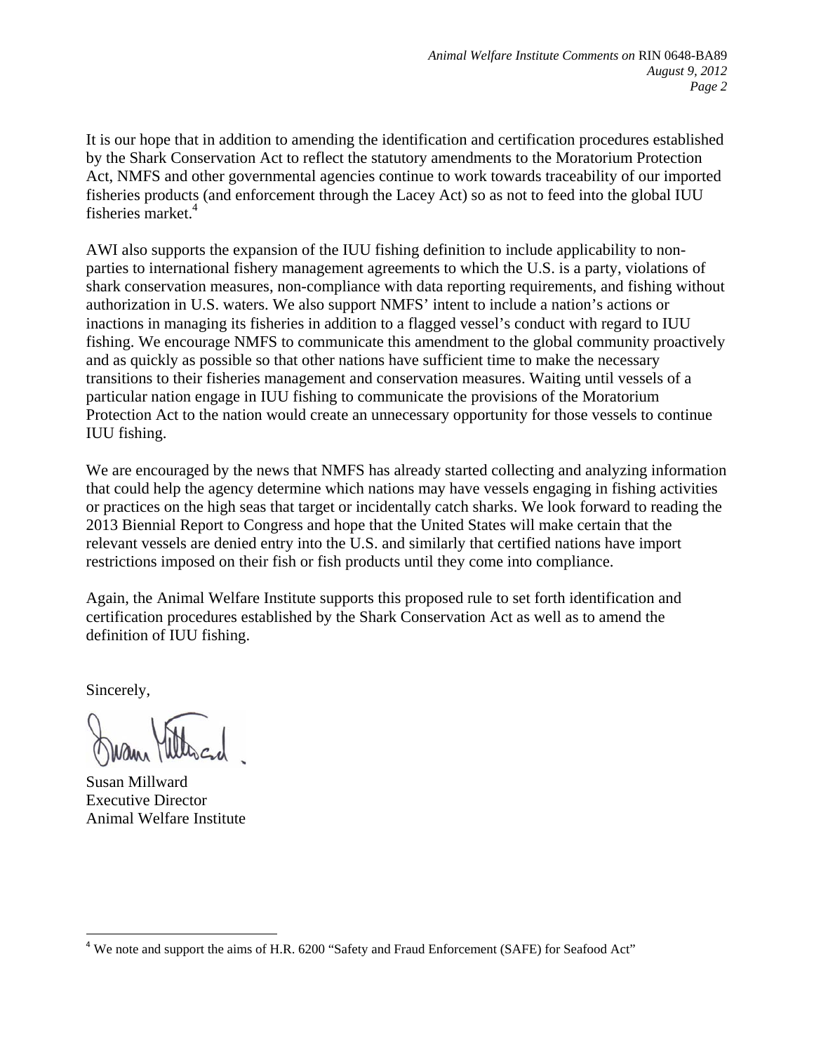It is our hope that in addition to amending the identification and certification procedures established by the Shark Conservation Act to reflect the statutory amendments to the Moratorium Protection Act, NMFS and other governmental agencies continue to work towards traceability of our imported fisheries products (and enforcement through the Lacey Act) so as not to feed into the global IUU fisheries market.[4]

AWI also supports the expansion of the IUU fishing definition to include applicability to non-parties to international fishery management agreements to which the U.S. is a party, violations of shark conservation measures, non-compliance with data reporting requirements, and fishing without authorization in U.S. waters. We also support NMFS' intent to include a nation's actions or inactions in managing its fisheries in addition to a flagged vessel's conduct with regard to IUU fishing. We encourage NMFS to communicate this amendment to the global community proactively and as quickly as possible so that other nations have sufficient time to make the necessary transitions to their fisheries management and conservation measures. Waiting until vessels of a particular nation engage in IUU fishing to communicate the provisions of the Moratorium Protection Act to the nation would create an unnecessary opportunity for those vessels to continue IUU fishing.

We are encouraged by the news that NMFS has already started collecting and analyzing information that could help the agency determine which nations may have vessels engaging in fishing activities or practices on the high seas that target or incidentally catch sharks. We look forward to reading the 2013 Biennial Report to Congress and hope that the United States will make certain that the relevant vessels are denied entry into the U.S. and similarly that certified nations have import restrictions imposed on their fish or fish products until they come into compliance.

Again, the Animal Welfare Institute supports this proposed rule to set forth identification and certification procedures established by the Shark Conservation Act as well as to amend the definition of IUU fishing.

Sincerely,

Susan Millward
Executive Director
Animal Welfare Institute

---

[4] We note and support the aims of H.R. 6200 "Safety and Fraud Enforcement (SAFE) for Seafood Act"